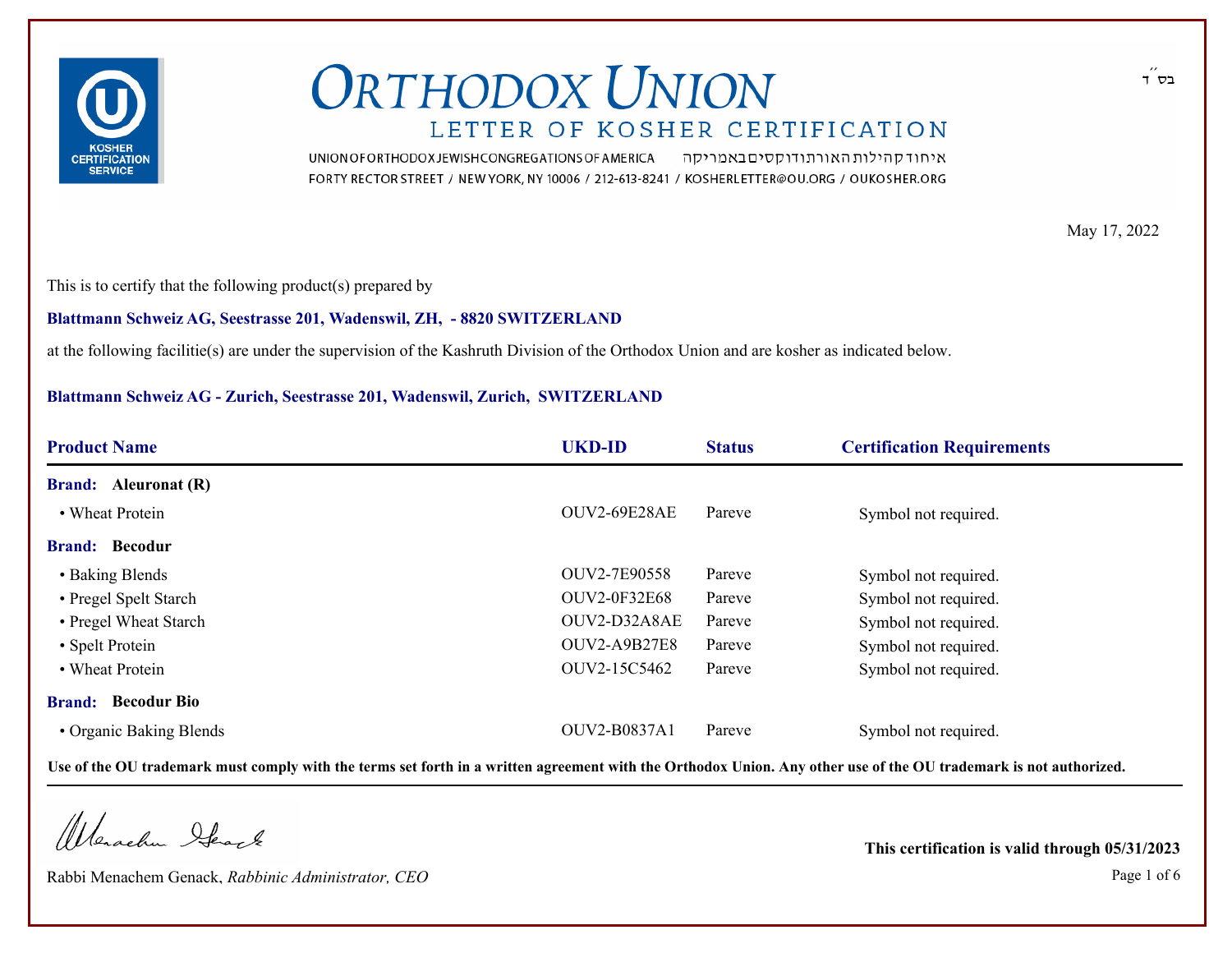בס״ד

# ORTHODOX UNION

## LETTER OF KOSHER CERTIFICATION

UNION OF ORTHODOX JEWISH CONGREGATIONS OF AMERICA איחוד קהילות האורתודוקסים באמריקה

FORTY RECTOR STREET / NEW YORK, NY 10006 / 212-613-8241 / KOSHERLETTER@OU.ORG / OUKOSHER.ORG

May 17, 2022

This is to certify that the following product(s) prepared by

**Blattmann Schweiz AG, Seestrasse 201, Wadenswil, ZH, - 8820 SWITZERLAND**

at the following facilitie(s) are under the supervision of the Kashruth Division of the Orthodox Union and are kosher as indicated below.

**Blattmann Schweiz AG - Zurich, Seestrasse 201, Wadenswil, Zurich, SWITZERLAND**

| Product Name | UKD-ID | Status | Certification Requirements |
|---|---|---|---|
| **Brand: Aleuronat (R)** | | | |
| • Wheat Protein | OUV2-69E28AE | Pareve | Symbol not required. |
| **Brand: Becodur** | | | |
| • Baking Blends | OUV2-7E90558 | Pareve | Symbol not required. |
| • Pregel Spelt Starch | OUV2-0F32E68 | Pareve | Symbol not required. |
| • Pregel Wheat Starch | OUV2-D32A8AE | Pareve | Symbol not required. |
| • Spelt Protein | OUV2-A9B27E8 | Pareve | Symbol not required. |
| • Wheat Protein | OUV2-15C5462 | Pareve | Symbol not required. |
| **Brand: Becodur Bio** | | | |
| • Organic Baking Blends | OUV2-B0837A1 | Pareve | Symbol not required. |

**Use of the OU trademark must comply with the terms set forth in a written agreement with the Orthodox Union. Any other use of the OU trademark is not authorized.**

Rabbi Menachem Genack, *Rabbinic Administrator, CEO*

**This certification is valid through 05/31/2023**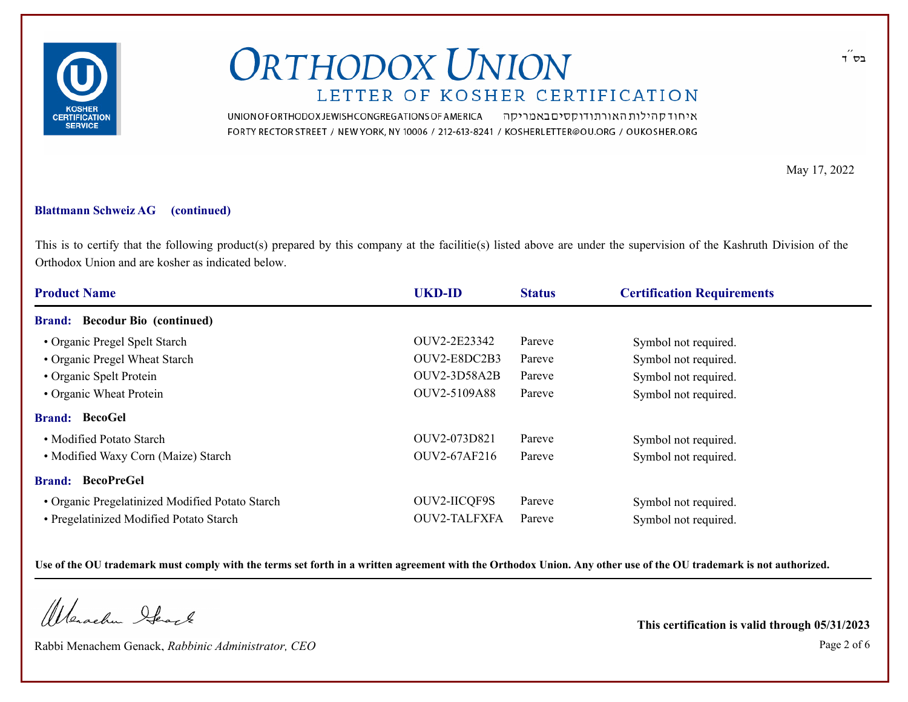בס״ד

# ORTHODOX UNION

## LETTER OF KOSHER CERTIFICATION

UNION OF ORTHODOX JEWISH CONGREGATIONS OF AMERICA איחוד קהילות האורתודוקסים באמריקה

FORTY RECTOR STREET / NEW YORK, NY 10006 / 212-613-8241 / KOSHERLETTER@OU.ORG / OUKOSHER.ORG

May 17, 2022

**Blattmann Schweiz AG (continued)**

This is to certify that the following product(s) prepared by this company at the facilitie(s) listed above are under the supervision of the Kashruth Division of the Orthodox Union and are kosher as indicated below.

| Product Name | UKD-ID | Status | Certification Requirements |
|---|---|---|---|
| **Brand: Becodur Bio (continued)** | | | |
| • Organic Pregel Spelt Starch | OUV2-2E23342 | Pareve | Symbol not required. |
| • Organic Pregel Wheat Starch | OUV2-E8DC2B3 | Pareve | Symbol not required. |
| • Organic Spelt Protein | OUV2-3D58A2B | Pareve | Symbol not required. |
| • Organic Wheat Protein | OUV2-5109A88 | Pareve | Symbol not required. |
| **Brand: BecoGel** | | | |
| • Modified Potato Starch | OUV2-073D821 | Pareve | Symbol not required. |
| • Modified Waxy Corn (Maize) Starch | OUV2-67AF216 | Pareve | Symbol not required. |
| **Brand: BecoPreGel** | | | |
| • Organic Pregelatinized Modified Potato Starch | OUV2-IICQF9S | Pareve | Symbol not required. |
| • Pregelatinized Modified Potato Starch | OUV2-TALFXFA | Pareve | Symbol not required. |

**Use of the OU trademark must comply with the terms set forth in a written agreement with the Orthodox Union. Any other use of the OU trademark is not authorized.**

Rabbi Menachem Genack, *Rabbinic Administrator, CEO*

**This certification is valid through 05/31/2023**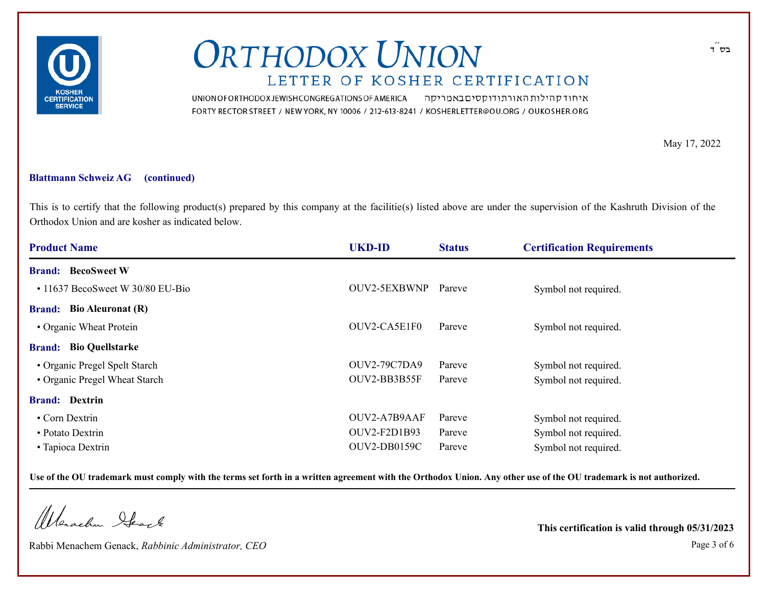בס״ד

# ORTHODOX UNION

## LETTER OF KOSHER CERTIFICATION

UNION OF ORTHODOX JEWISH CONGREGATIONS OF AMERICA איחוד קהילות האורתודוקסים באמריקה
FORTY RECTOR STREET / NEW YORK, NY 10006 / 212-613-8241 / KOSHERLETTER@OU.ORG / OUKOSHER.ORG

May 17, 2022

**Blattmann Schweiz AG (continued)**

This is to certify that the following product(s) prepared by this company at the facilitie(s) listed above are under the supervision of the Kashruth Division of the Orthodox Union and are kosher as indicated below.

| Product Name | UKD-ID | Status | Certification Requirements |
|---|---|---|---|
| **Brand: BecoSweet W** | | | |
| • 11637 BecoSweet W 30/80 EU-Bio | OUV2-5EXBWNP | Pareve | Symbol not required. |
| **Brand: Bio Aleuronat (R)** | | | |
| • Organic Wheat Protein | OUV2-CA5E1F0 | Pareve | Symbol not required. |
| **Brand: Bio Quellstarke** | | | |
| • Organic Pregel Spelt Starch | OUV2-79C7DA9 | Pareve | Symbol not required. |
| • Organic Pregel Wheat Starch | OUV2-BB3B55F | Pareve | Symbol not required. |
| **Brand: Dextrin** | | | |
| • Corn Dextrin | OUV2-A7B9AAF | Pareve | Symbol not required. |
| • Potato Dextrin | OUV2-F2D1B93 | Pareve | Symbol not required. |
| • Tapioca Dextrin | OUV2-DB0159C | Pareve | Symbol not required. |

**Use of the OU trademark must comply with the terms set forth in a written agreement with the Orthodox Union. Any other use of the OU trademark is not authorized.**

Rabbi Menachem Genack, *Rabbinic Administrator, CEO*

**This certification is valid through 05/31/2023**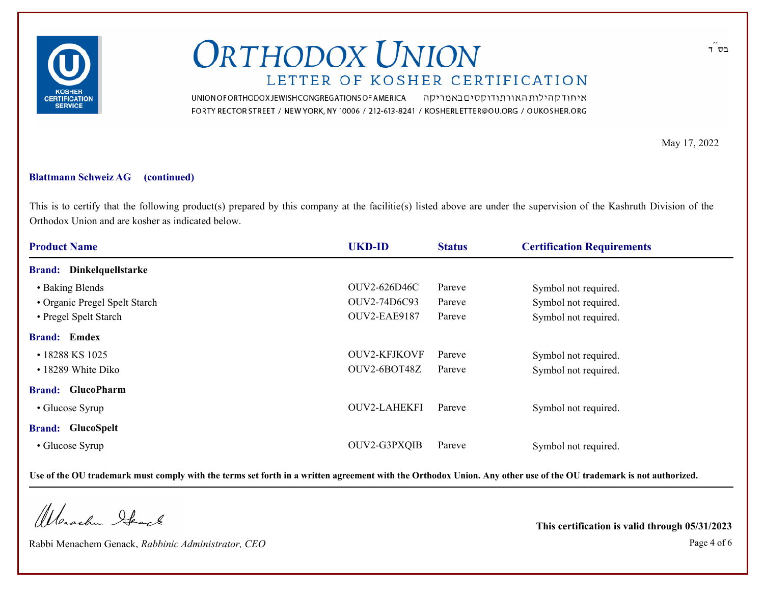בס״ד

# ORTHODOX UNION

## LETTER OF KOSHER CERTIFICATION

UNION OF ORTHODOX JEWISH CONGREGATIONS OF AMERICA איחוד קהילות האורתודוקסים באמריקה
FORTY RECTOR STREET / NEW YORK, NY 10006 / 212-613-8241 / KOSHERLETTER@OU.ORG / OUKOSHER.ORG

May 17, 2022

**Blattmann Schweiz AG (continued)**

This is to certify that the following product(s) prepared by this company at the facilitie(s) listed above are under the supervision of the Kashruth Division of the Orthodox Union and are kosher as indicated below.

| Product Name | UKD-ID | Status | Certification Requirements |
|---|---|---|---|
| **Brand: Dinkelquellstarke** | | | |
| • Baking Blends | OUV2-626D46C | Pareve | Symbol not required. |
| • Organic Pregel Spelt Starch | OUV2-74D6C93 | Pareve | Symbol not required. |
| • Pregel Spelt Starch | OUV2-EAE9187 | Pareve | Symbol not required. |
| **Brand: Emdex** | | | |
| • 18288 KS 1025 | OUV2-KFJKOVF | Pareve | Symbol not required. |
| • 18289 White Diko | OUV2-6BOT48Z | Pareve | Symbol not required. |
| **Brand: GlucoPharm** | | | |
| • Glucose Syrup | OUV2-LAHEKFI | Pareve | Symbol not required. |
| **Brand: GlucoSpelt** | | | |
| • Glucose Syrup | OUV2-G3PXQIB | Pareve | Symbol not required. |

**Use of the OU trademark must comply with the terms set forth in a written agreement with the Orthodox Union. Any other use of the OU trademark is not authorized.**

Rabbi Menachem Genack, *Rabbinic Administrator, CEO*

**This certification is valid through 05/31/2023**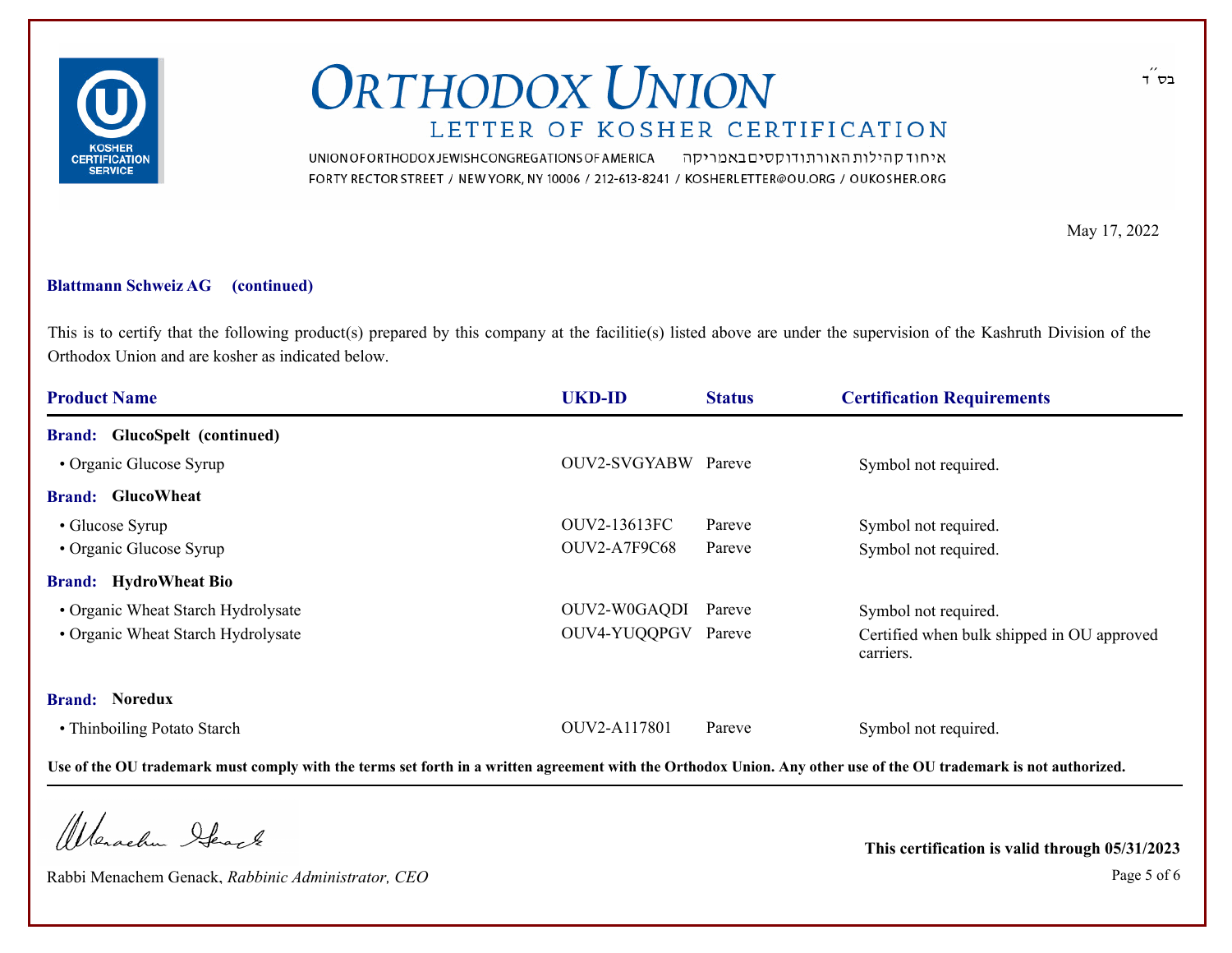# ORTHODOX UNION

## LETTER OF KOSHER CERTIFICATION

UNION OF ORTHODOX JEWISH CONGREGATIONS OF AMERICA איחוד קהילות האורתודוקסים באמריקה

FORTY RECTOR STREET / NEW YORK, NY 10006 / 212-613-8241 / KOSHERLETTER@OU.ORG / OUKOSHER.ORG

בס״ד

May 17, 2022

**Blattmann Schweiz AG (continued)**

This is to certify that the following product(s) prepared by this company at the facilitie(s) listed above are under the supervision of the Kashruth Division of the Orthodox Union and are kosher as indicated below.

| Product Name | UKD-ID | Status | Certification Requirements |
|---|---|---|---|
| **Brand: GlucoSpelt (continued)** | | | |
| • Organic Glucose Syrup | OUV2-SVGYABW | Pareve | Symbol not required. |
| **Brand: GlucoWheat** | | | |
| • Glucose Syrup | OUV2-13613FC | Pareve | Symbol not required. |
| • Organic Glucose Syrup | OUV2-A7F9C68 | Pareve | Symbol not required. |
| **Brand: HydroWheat Bio** | | | |
| • Organic Wheat Starch Hydrolysate | OUV2-W0GAQDI | Pareve | Symbol not required. |
| • Organic Wheat Starch Hydrolysate | OUV4-YUQQPGV | Pareve | Certified when bulk shipped in OU approved carriers. |
| **Brand: Noredux** | | | |
| • Thinboiling Potato Starch | OUV2-A117801 | Pareve | Symbol not required. |

**Use of the OU trademark must comply with the terms set forth in a written agreement with the Orthodox Union. Any other use of the OU trademark is not authorized.**

Rabbi Menachem Genack, *Rabbinic Administrator, CEO*

**This certification is valid through 05/31/2023**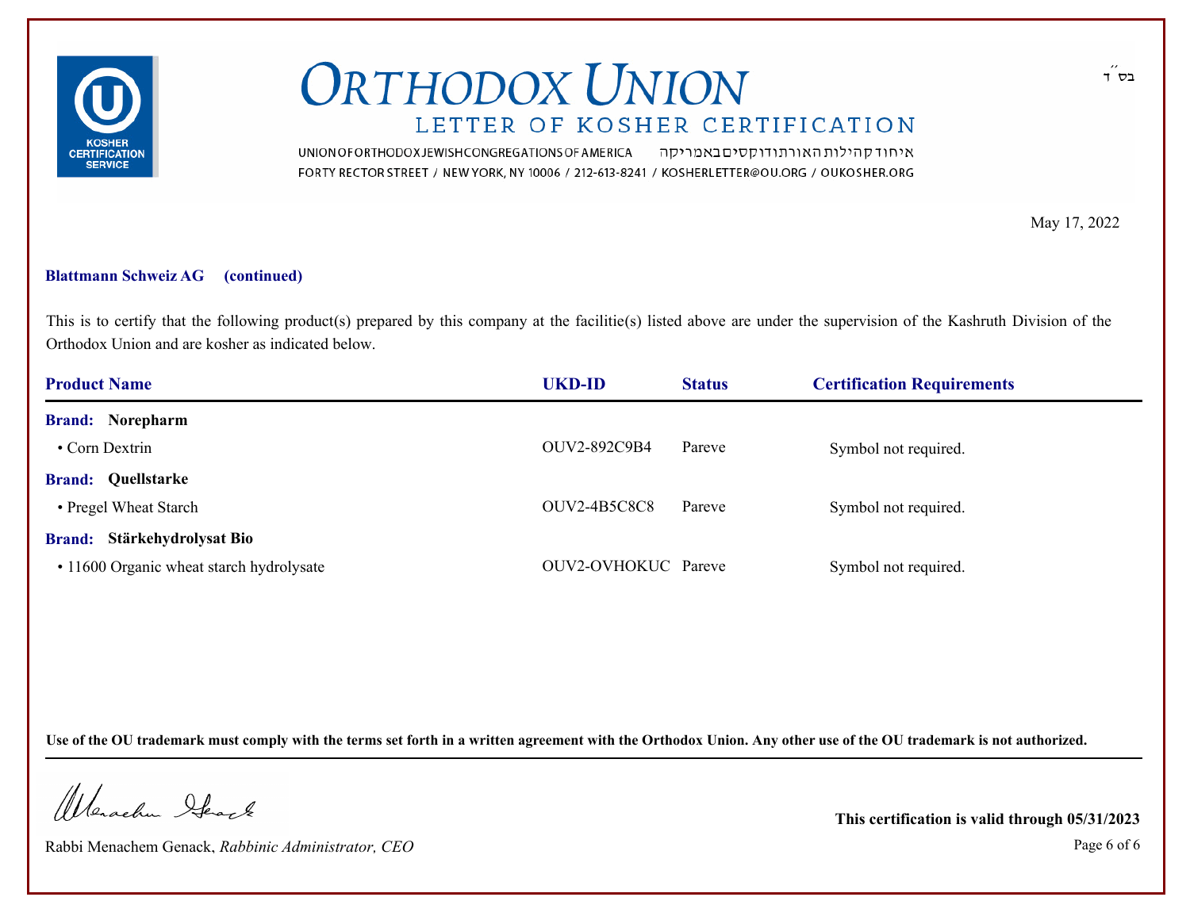בס״ד

# ORTHODOX UNION

## LETTER OF KOSHER CERTIFICATION

UNION OF ORTHODOX JEWISH CONGREGATIONS OF AMERICA איחוד קהילות האורתודוקסים באמריקה
FORTY RECTOR STREET / NEW YORK, NY 10006 / 212-613-8241 / KOSHERLETTER@OU.ORG / OUKOSHER.ORG

May 17, 2022

**Blattmann Schweiz AG (continued)**

This is to certify that the following product(s) prepared by this company at the facilitie(s) listed above are under the supervision of the Kashruth Division of the Orthodox Union and are kosher as indicated below.

| Product Name | UKD-ID | Status | Certification Requirements |
|---|---|---|---|
| **Brand: Norepharm** | | | |
| • Corn Dextrin | OUV2-892C9B4 | Pareve | Symbol not required. |
| **Brand: Quellstarke** | | | |
| • Pregel Wheat Starch | OUV2-4B5C8C8 | Pareve | Symbol not required. |
| **Brand: Stärkehydrolysat Bio** | | | |
| • 11600 Organic wheat starch hydrolysate | OUV2-OVHOKUC | Pareve | Symbol not required. |

**Use of the OU trademark must comply with the terms set forth in a written agreement with the Orthodox Union. Any other use of the OU trademark is not authorized.**

Rabbi Menachem Genack, *Rabbinic Administrator, CEO*

**This certification is valid through 05/31/2023**